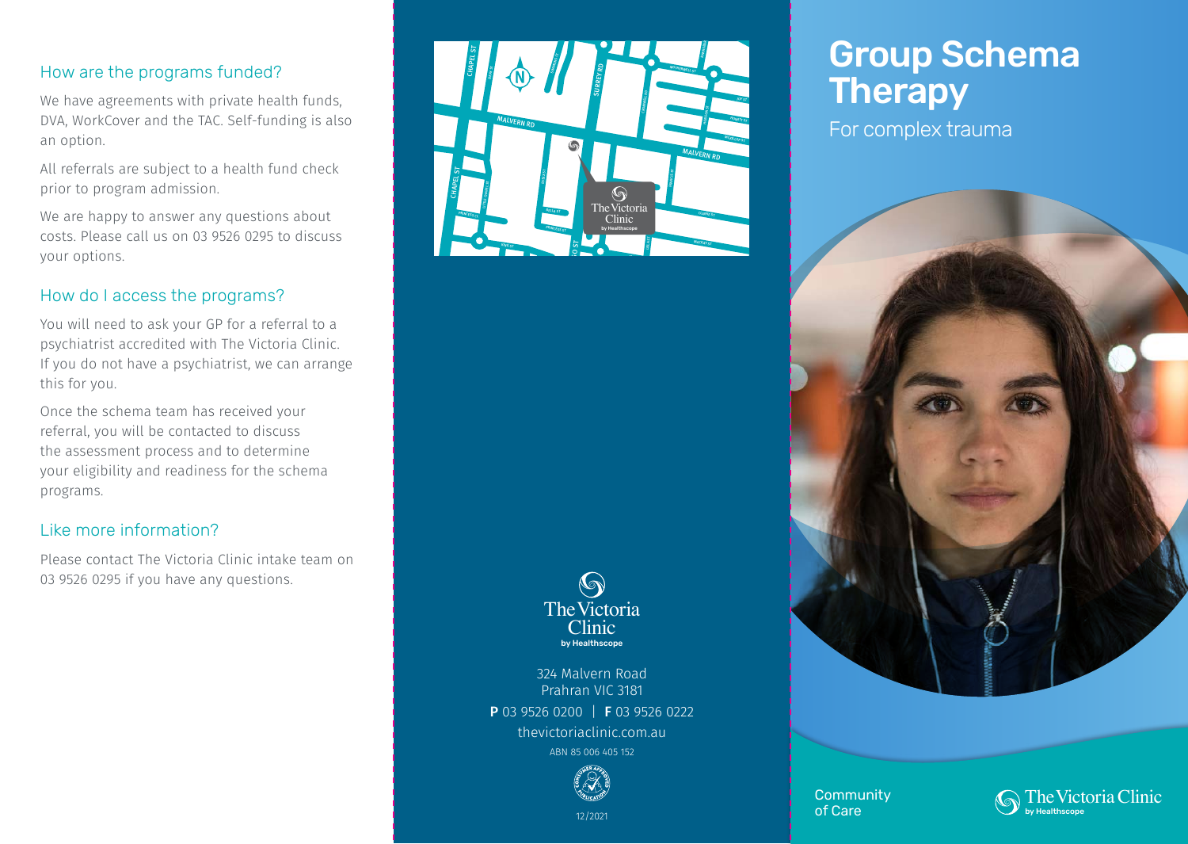## How are the programs funded?

We have agreements with private health funds, DVA, WorkCover and the TAC. Self-funding is also an option.

All referrals are subject to a health fund check prior to program admission.

We are happy to answer any questions about costs. Please call us on 03 9526 0295 to discuss your options.

## How do I access the programs?

You will need to ask your GP for a referral to a psychiatrist accredited with The Victoria Clinic. If you do not have a psychiatrist, we can arrange this for you.

Once the schema team has received your referral, you will be contacted to discuss the assessment process and to determine your eligibility and readiness for the schema programs.

## Like more information?

Please contact The Victoria Clinic intake team on 03 9526 0295 if you have any questions.

The Victoria Clinic
by Healthscope

324 Malvern Road
Prahran VIC 3181

**P** 03 9526 0200 | **F** 03 9526 0222

thevictoriaclinic.com.au

ABN 85 006 405 152

12/2021

# Group Schema Therapy

For complex trauma

Community of Care

The Victoria Clinic by Healthscope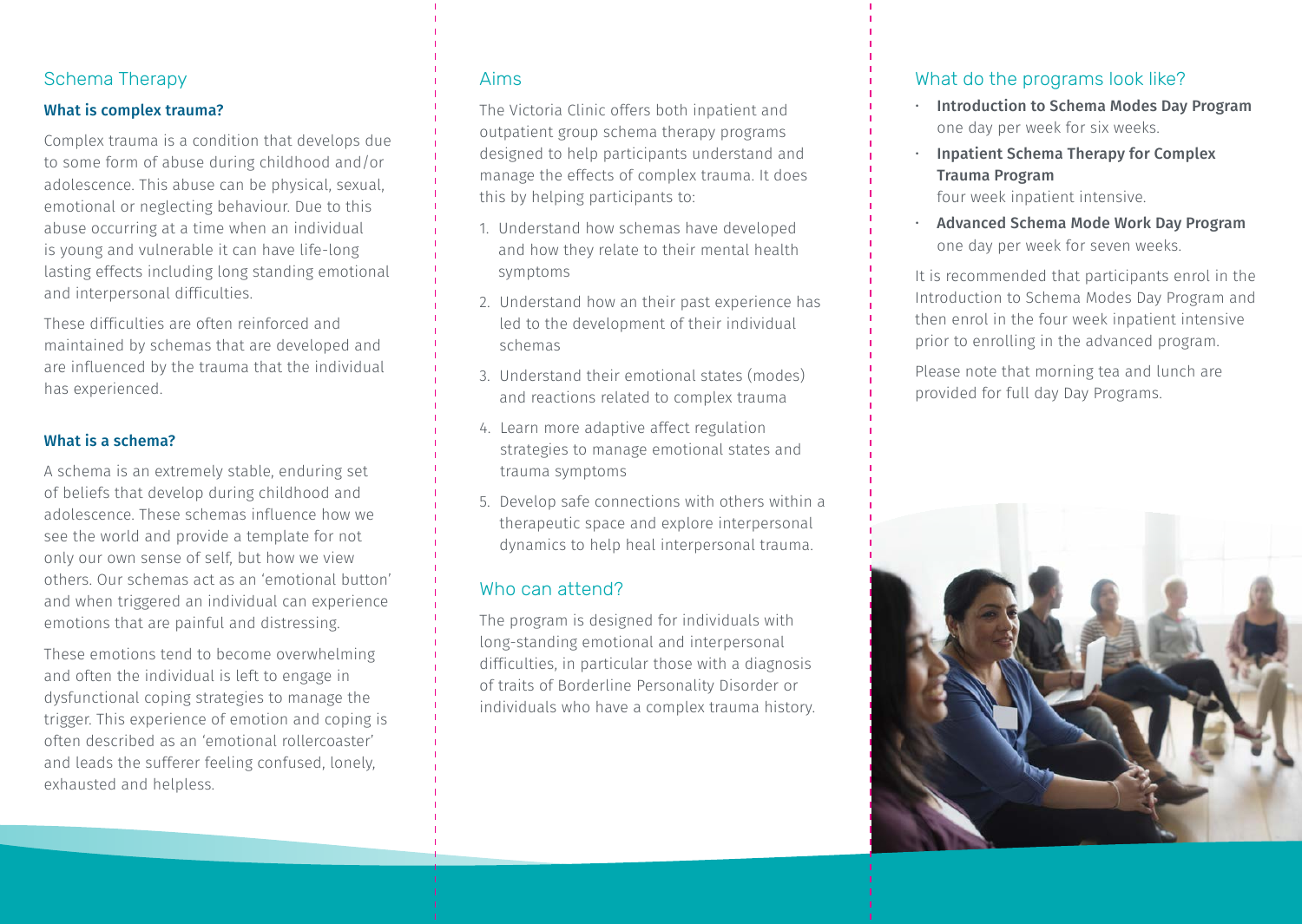## Schema Therapy

### What is complex trauma?

Complex trauma is a condition that develops due to some form of abuse during childhood and/or adolescence. This abuse can be physical, sexual, emotional or neglecting behaviour. Due to this abuse occurring at a time when an individual is young and vulnerable it can have life-long lasting effects including long standing emotional and interpersonal difficulties.

These difficulties are often reinforced and maintained by schemas that are developed and are influenced by the trauma that the individual has experienced.

### What is a schema?

A schema is an extremely stable, enduring set of beliefs that develop during childhood and adolescence. These schemas influence how we see the world and provide a template for not only our own sense of self, but how we view others. Our schemas act as an 'emotional button' and when triggered an individual can experience emotions that are painful and distressing.

These emotions tend to become overwhelming and often the individual is left to engage in dysfunctional coping strategies to manage the trigger. This experience of emotion and coping is often described as an 'emotional rollercoaster' and leads the sufferer feeling confused, lonely, exhausted and helpless.

## Aims

The Victoria Clinic offers both inpatient and outpatient group schema therapy programs designed to help participants understand and manage the effects of complex trauma. It does this by helping participants to:

1. Understand how schemas have developed and how they relate to their mental health symptoms
2. Understand how an their past experience has led to the development of their individual schemas
3. Understand their emotional states (modes) and reactions related to complex trauma
4. Learn more adaptive affect regulation strategies to manage emotional states and trauma symptoms
5. Develop safe connections with others within a therapeutic space and explore interpersonal dynamics to help heal interpersonal trauma.

## Who can attend?

The program is designed for individuals with long-standing emotional and interpersonal difficulties, in particular those with a diagnosis of traits of Borderline Personality Disorder or individuals who have a complex trauma history.

## What do the programs look like?

- **Introduction to Schema Modes Day Program**
  one day per week for six weeks.
- **Inpatient Schema Therapy for Complex Trauma Program**
  four week inpatient intensive.
- **Advanced Schema Mode Work Day Program**
  one day per week for seven weeks.

It is recommended that participants enrol in the Introduction to Schema Modes Day Program and then enrol in the four week inpatient intensive prior to enrolling in the advanced program.

Please note that morning tea and lunch are provided for full day Day Programs.